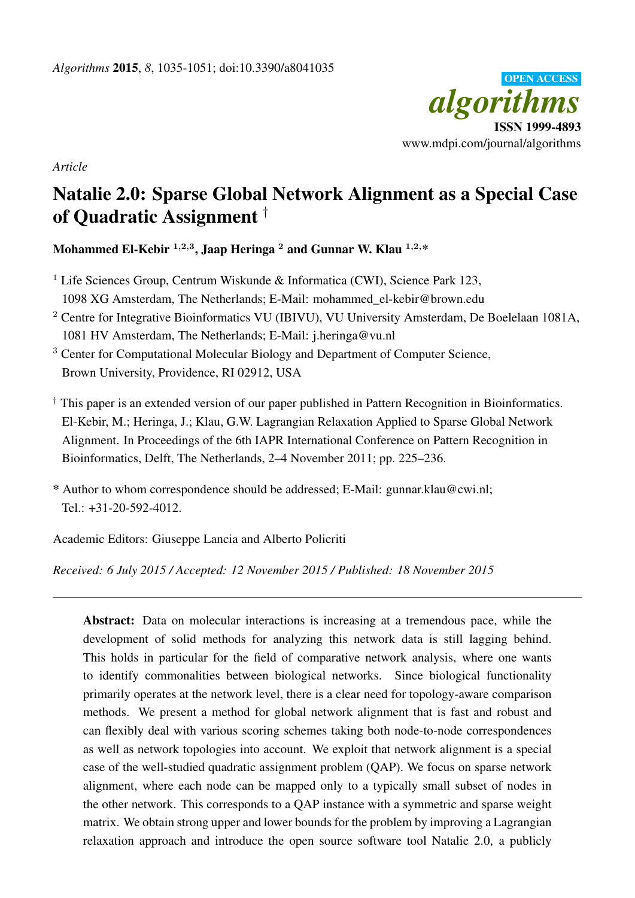*Algorithms* **2015**, *8*, 1035-1051; doi:10.3390/a8041035

OPEN ACCESS

*algorithms*

**ISSN 1999-4893**

www.mdpi.com/journal/algorithms

*Article*

# Natalie 2.0: Sparse Global Network Alignment as a Special Case of Quadratic Assignment [†]

**Mohammed El-Kebir [1,2,3], Jaap Heringa [2] and Gunnar W. Klau [1,2,*]**

[1] Life Sciences Group, Centrum Wiskunde & Informatica (CWI), Science Park 123, 1098 XG Amsterdam, The Netherlands; E-Mail: mohammed_el-kebir@brown.edu

[2] Centre for Integrative Bioinformatics VU (IBIVU), VU University Amsterdam, De Boelelaan 1081A, 1081 HV Amsterdam, The Netherlands; E-Mail: j.heringa@vu.nl

[3] Center for Computational Molecular Biology and Department of Computer Science, Brown University, Providence, RI 02912, USA

[†] This paper is an extended version of our paper published in Pattern Recognition in Bioinformatics. El-Kebir, M.; Heringa, J.; Klau, G.W. Lagrangian Relaxation Applied to Sparse Global Network Alignment. In Proceedings of the 6th IAPR International Conference on Pattern Recognition in Bioinformatics, Delft, The Netherlands, 2–4 November 2011; pp. 225–236.

\* Author to whom correspondence should be addressed; E-Mail: gunnar.klau@cwi.nl; Tel.: +31-20-592-4012.

Academic Editors: Giuseppe Lancia and Alberto Policriti

*Received: 6 July 2015 / Accepted: 12 November 2015 / Published: 18 November 2015*

---

**Abstract:** Data on molecular interactions is increasing at a tremendous pace, while the development of solid methods for analyzing this network data is still lagging behind. This holds in particular for the field of comparative network analysis, where one wants to identify commonalities between biological networks. Since biological functionality primarily operates at the network level, there is a clear need for topology-aware comparison methods. We present a method for global network alignment that is fast and robust and can flexibly deal with various scoring schemes taking both node-to-node correspondences as well as network topologies into account. We exploit that network alignment is a special case of the well-studied quadratic assignment problem (QAP). We focus on sparse network alignment, where each node can be mapped only to a typically small subset of nodes in the other network. This corresponds to a QAP instance with a symmetric and sparse weight matrix. We obtain strong upper and lower bounds for the problem by improving a Lagrangian relaxation approach and introduce the open source software tool Natalie 2.0, a publicly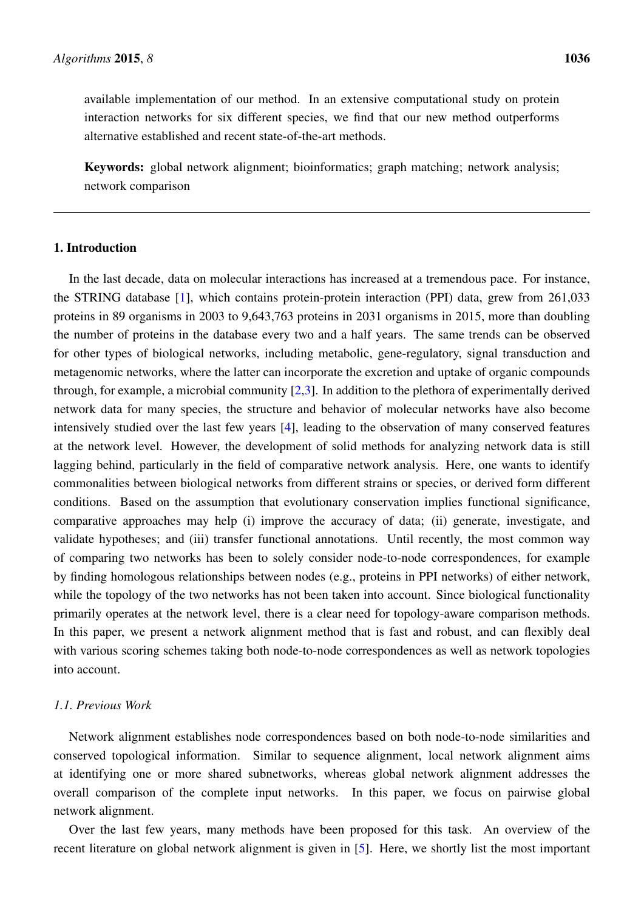available implementation of our method. In an extensive computational study on protein interaction networks for six different species, we find that our new method outperforms alternative established and recent state-of-the-art methods.

**Keywords:** global network alignment; bioinformatics; graph matching; network analysis; network comparison

---

## 1. Introduction

In the last decade, data on molecular interactions has increased at a tremendous pace. For instance, the STRING database [1], which contains protein-protein interaction (PPI) data, grew from 261,033 proteins in 89 organisms in 2003 to 9,643,763 proteins in 2031 organisms in 2015, more than doubling the number of proteins in the database every two and a half years. The same trends can be observed for other types of biological networks, including metabolic, gene-regulatory, signal transduction and metagenomic networks, where the latter can incorporate the excretion and uptake of organic compounds through, for example, a microbial community [2,3]. In addition to the plethora of experimentally derived network data for many species, the structure and behavior of molecular networks have also become intensively studied over the last few years [4], leading to the observation of many conserved features at the network level. However, the development of solid methods for analyzing network data is still lagging behind, particularly in the field of comparative network analysis. Here, one wants to identify commonalities between biological networks from different strains or species, or derived form different conditions. Based on the assumption that evolutionary conservation implies functional significance, comparative approaches may help (i) improve the accuracy of data; (ii) generate, investigate, and validate hypotheses; and (iii) transfer functional annotations. Until recently, the most common way of comparing two networks has been to solely consider node-to-node correspondences, for example by finding homologous relationships between nodes (e.g., proteins in PPI networks) of either network, while the topology of the two networks has not been taken into account. Since biological functionality primarily operates at the network level, there is a clear need for topology-aware comparison methods. In this paper, we present a network alignment method that is fast and robust, and can flexibly deal with various scoring schemes taking both node-to-node correspondences as well as network topologies into account.

### *1.1. Previous Work*

Network alignment establishes node correspondences based on both node-to-node similarities and conserved topological information. Similar to sequence alignment, local network alignment aims at identifying one or more shared subnetworks, whereas global network alignment addresses the overall comparison of the complete input networks. In this paper, we focus on pairwise global network alignment.

Over the last few years, many methods have been proposed for this task. An overview of the recent literature on global network alignment is given in [5]. Here, we shortly list the most important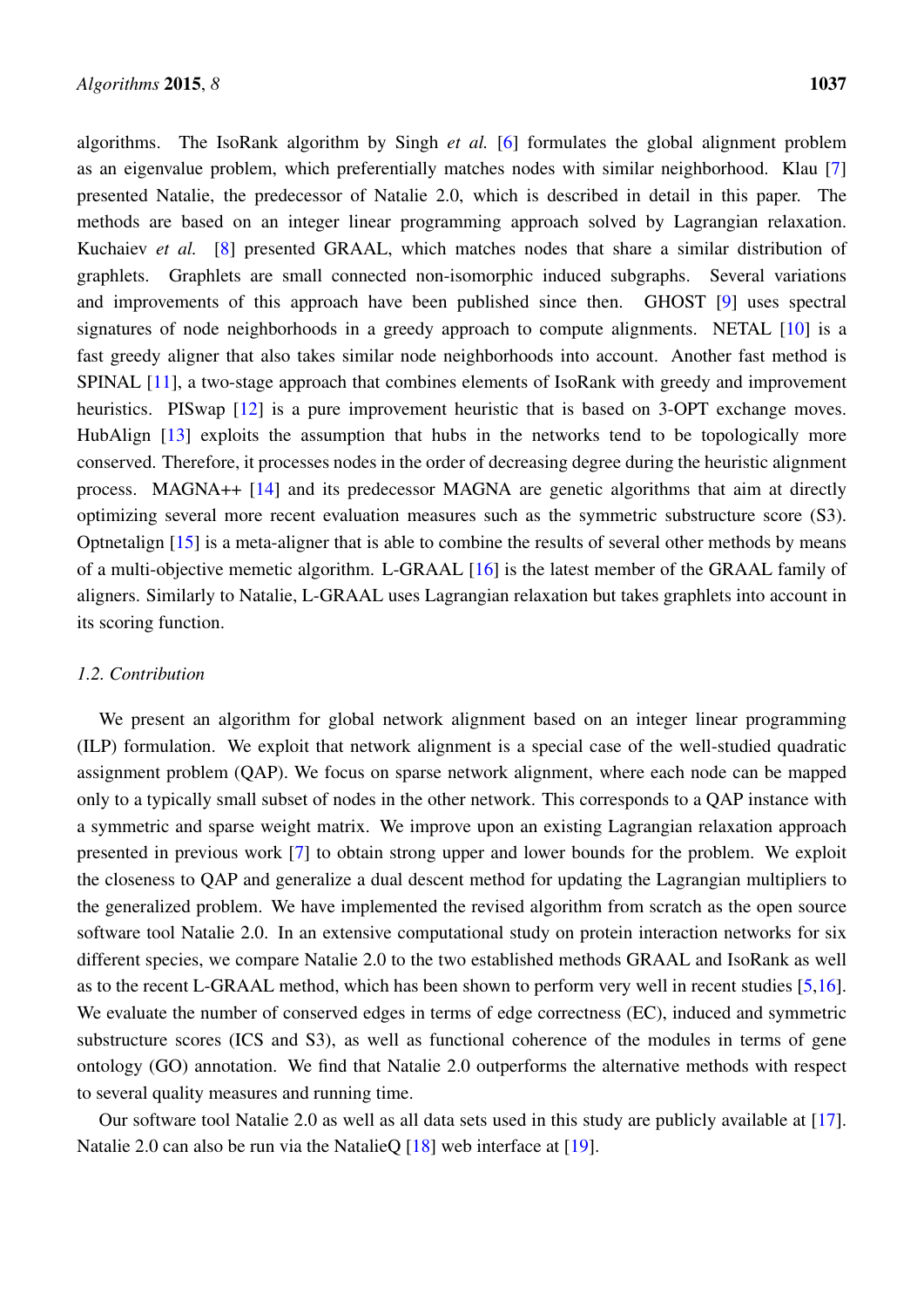algorithms. The IsoRank algorithm by Singh *et al.* [6] formulates the global alignment problem as an eigenvalue problem, which preferentially matches nodes with similar neighborhood. Klau [7] presented Natalie, the predecessor of Natalie 2.0, which is described in detail in this paper. The methods are based on an integer linear programming approach solved by Lagrangian relaxation. Kuchaiev *et al.* [8] presented GRAAL, which matches nodes that share a similar distribution of graphlets. Graphlets are small connected non-isomorphic induced subgraphs. Several variations and improvements of this approach have been published since then. GHOST [9] uses spectral signatures of node neighborhoods in a greedy approach to compute alignments. NETAL [10] is a fast greedy aligner that also takes similar node neighborhoods into account. Another fast method is SPINAL [11], a two-stage approach that combines elements of IsoRank with greedy and improvement heuristics. PISwap [12] is a pure improvement heuristic that is based on 3-OPT exchange moves. HubAlign [13] exploits the assumption that hubs in the networks tend to be topologically more conserved. Therefore, it processes nodes in the order of decreasing degree during the heuristic alignment process. MAGNA++ [14] and its predecessor MAGNA are genetic algorithms that aim at directly optimizing several more recent evaluation measures such as the symmetric substructure score (S3). Optnetalign [15] is a meta-aligner that is able to combine the results of several other methods by means of a multi-objective memetic algorithm. L-GRAAL [16] is the latest member of the GRAAL family of aligners. Similarly to Natalie, L-GRAAL uses Lagrangian relaxation but takes graphlets into account in its scoring function.

### *1.2. Contribution*

We present an algorithm for global network alignment based on an integer linear programming (ILP) formulation. We exploit that network alignment is a special case of the well-studied quadratic assignment problem (QAP). We focus on sparse network alignment, where each node can be mapped only to a typically small subset of nodes in the other network. This corresponds to a QAP instance with a symmetric and sparse weight matrix. We improve upon an existing Lagrangian relaxation approach presented in previous work [7] to obtain strong upper and lower bounds for the problem. We exploit the closeness to QAP and generalize a dual descent method for updating the Lagrangian multipliers to the generalized problem. We have implemented the revised algorithm from scratch as the open source software tool Natalie 2.0. In an extensive computational study on protein interaction networks for six different species, we compare Natalie 2.0 to the two established methods GRAAL and IsoRank as well as to the recent L-GRAAL method, which has been shown to perform very well in recent studies [5,16]. We evaluate the number of conserved edges in terms of edge correctness (EC), induced and symmetric substructure scores (ICS and S3), as well as functional coherence of the modules in terms of gene ontology (GO) annotation. We find that Natalie 2.0 outperforms the alternative methods with respect to several quality measures and running time.

Our software tool Natalie 2.0 as well as all data sets used in this study are publicly available at [17]. Natalie 2.0 can also be run via the NatalieQ [18] web interface at [19].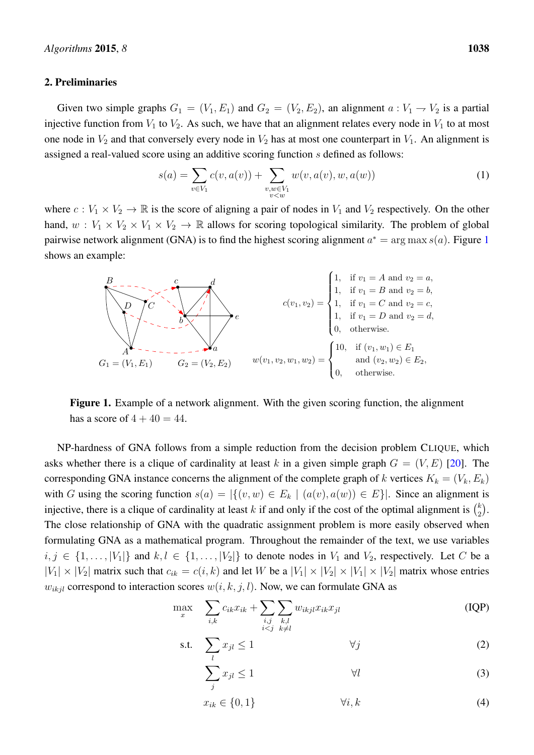## 2. Preliminaries

Given two simple graphs $G_1 = (V_1, E_1)$ and $G_2 = (V_2, E_2)$, an alignment $a : V_1 \rightharpoonup V_2$ is a partial injective function from $V_1$ to $V_2$. As such, we have that an alignment relates every node in $V_1$ to at most one node in $V_2$ and that conversely every node in $V_2$ has at most one counterpart in $V_1$. An alignment is assigned a real-valued score using an additive scoring function $s$ defined as follows:

$$s(a) = \sum_{v \in V_1} c(v, a(v)) + \sum_{\substack{v,w \in V_1 \\ v<w}} w(v, a(v), w, a(w)) \tag{1}$$

where $c : V_1 \times V_2 \to \mathbb{R}$ is the score of aligning a pair of nodes in $V_1$ and $V_2$ respectively. On the other hand, $w : V_1 \times V_2 \times V_1 \times V_2 \to \mathbb{R}$ allows for scoring topological similarity. The problem of global pairwise network alignment (GNA) is to find the highest scoring alignment $a^* = \arg\max s(a)$. Figure 1 shows an example:

$$c(v_1, v_2) = \begin{cases} 1, & \text{if } v_1 = A \text{ and } v_2 = a, \\ 1, & \text{if } v_1 = B \text{ and } v_2 = b, \\ 1, & \text{if } v_1 = C \text{ and } v_2 = c, \\ 1, & \text{if } v_1 = D \text{ and } v_2 = d, \\ 0, & \text{otherwise.} \end{cases}$$

$$w(v_1, v_2, w_1, w_2) = \begin{cases} 10, & \text{if } (v_1, w_1) \in E_1 \\ & \text{and } (v_2, w_2) \in E_2, \\ 0, & \text{otherwise.} \end{cases}$$

$G_1 = (V_1, E_1)$ $\quad$ $G_2 = (V_2, E_2)$

**Figure 1.** Example of a network alignment. With the given scoring function, the alignment has a score of $4 + 40 = 44$.

NP-hardness of GNA follows from a simple reduction from the decision problem CLIQUE, which asks whether there is a clique of cardinality at least $k$ in a given simple graph $G = (V, E)$ [20]. The corresponding GNA instance concerns the alignment of the complete graph of $k$ vertices $K_k = (V_k, E_k)$ with $G$ using the scoring function $s(a) = |\{(v, w) \in E_k \mid (a(v), a(w)) \in E\}|$. Since an alignment is injective, there is a clique of cardinality at least $k$ if and only if the cost of the optimal alignment is $\binom{k}{2}$. The close relationship of GNA with the quadratic assignment problem is more easily observed when formulating GNA as a mathematical program. Throughout the remainder of the text, we use variables $i, j \in \{1, \ldots, |V_1|\}$ and $k, l \in \{1, \ldots, |V_2|\}$ to denote nodes in $V_1$ and $V_2$, respectively. Let $C$ be a $|V_1| \times |V_2|$ matrix such that $c_{ik} = c(i, k)$ and let $W$ be a $|V_1| \times |V_2| \times |V_1| \times |V_2|$ matrix whose entries $w_{ikjl}$ correspond to interaction scores $w(i, k, j, l)$. Now, we can formulate GNA as

$$\max_{x} \quad \sum_{i,k} c_{ik} x_{ik} + \sum_{\substack{i,j \\ i<j}} \sum_{\substack{k,l \\ k \neq l}} w_{ikjl} x_{ik} x_{jl} \tag{IQP}$$

$$\text{s.t.} \quad \sum_{l} x_{jl} \leq 1 \qquad \forall j \tag{2}$$

$$\sum_{j} x_{jl} \leq 1 \qquad \forall l \tag{3}$$

$$x_{ik} \in \{0, 1\} \qquad \forall i, k \tag{4}$$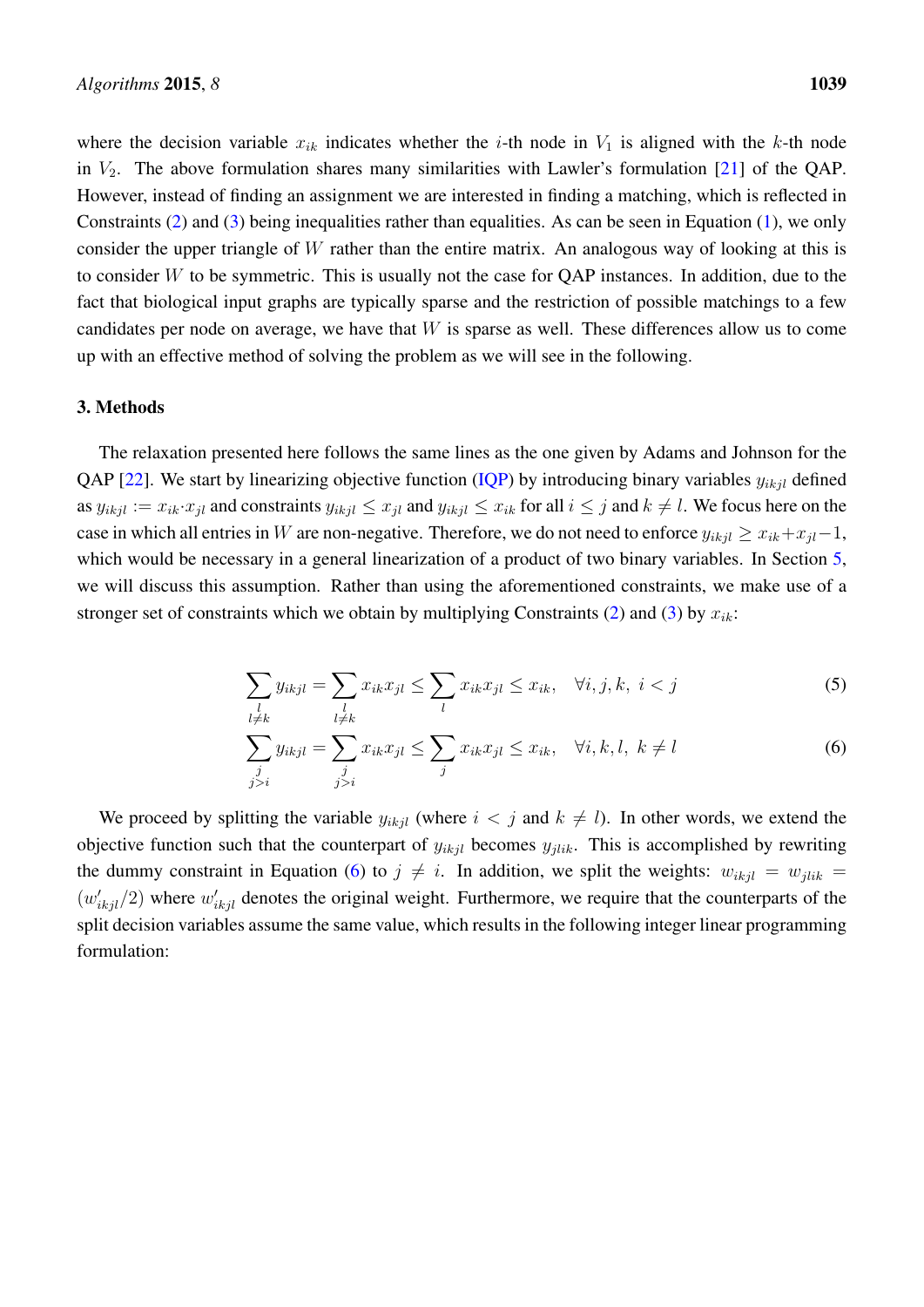where the decision variable $x_{ik}$ indicates whether the $i$-th node in $V_1$ is aligned with the $k$-th node in $V_2$. The above formulation shares many similarities with Lawler's formulation [21] of the QAP. However, instead of finding an assignment we are interested in finding a matching, which is reflected in Constraints (2) and (3) being inequalities rather than equalities. As can be seen in Equation (1), we only consider the upper triangle of $W$ rather than the entire matrix. An analogous way of looking at this is to consider $W$ to be symmetric. This is usually not the case for QAP instances. In addition, due to the fact that biological input graphs are typically sparse and the restriction of possible matchings to a few candidates per node on average, we have that $W$ is sparse as well. These differences allow us to come up with an effective method of solving the problem as we will see in the following.

## 3. Methods

The relaxation presented here follows the same lines as the one given by Adams and Johnson for the QAP [22]. We start by linearizing objective function (IQP) by introducing binary variables $y_{ikjl}$ defined as $y_{ikjl} := x_{ik} \cdot x_{jl}$ and constraints $y_{ikjl} \leq x_{jl}$ and $y_{ikjl} \leq x_{ik}$ for all $i \leq j$ and $k \neq l$. We focus here on the case in which all entries in $W$ are non-negative. Therefore, we do not need to enforce $y_{ikjl} \geq x_{ik} + x_{jl} - 1$, which would be necessary in a general linearization of a product of two binary variables. In Section 5, we will discuss this assumption. Rather than using the aforementioned constraints, we make use of a stronger set of constraints which we obtain by multiplying Constraints (2) and (3) by $x_{ik}$:

$$\sum_{\substack{l \\ l \neq k}} y_{ikjl} = \sum_{\substack{l \\ l \neq k}} x_{ik} x_{jl} \leq \sum_{l} x_{ik} x_{jl} \leq x_{ik}, \quad \forall i, j, k, \; i < j \tag{5}$$

$$\sum_{\substack{j \\ j > i}} y_{ikjl} = \sum_{\substack{j \\ j > i}} x_{ik} x_{jl} \leq \sum_{j} x_{ik} x_{jl} \leq x_{ik}, \quad \forall i, k, l, \; k \neq l \tag{6}$$

We proceed by splitting the variable $y_{ikjl}$ (where $i < j$ and $k \neq l$). In other words, we extend the objective function such that the counterpart of $y_{ikjl}$ becomes $y_{jlik}$. This is accomplished by rewriting the dummy constraint in Equation (6) to $j \neq i$. In addition, we split the weights: $w_{ikjl} = w_{jlik} = (w'_{ikjl}/2)$ where $w'_{ikjl}$ denotes the original weight. Furthermore, we require that the counterparts of the split decision variables assume the same value, which results in the following integer linear programming formulation: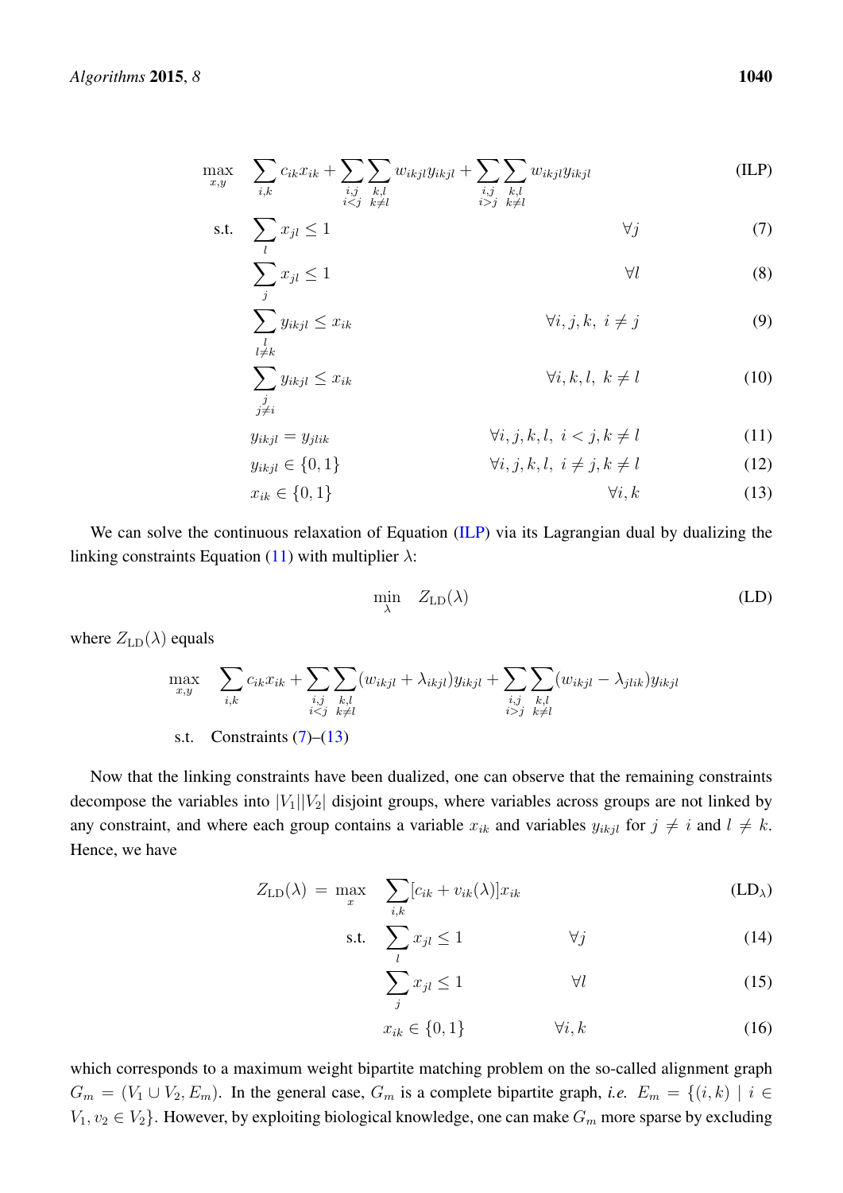$$\max_{x,y} \quad \sum_{i,k} c_{ik} x_{ik} + \sum_{\substack{i,j \\ i<j}} \sum_{\substack{k,l \\ k \neq l}} w_{ikjl} y_{ikjl} + \sum_{\substack{i,j \\ i>j}} \sum_{\substack{k,l \\ k \neq l}} w_{ikjl} y_{ikjl} \tag{ILP}$$

$$\text{s.t.} \quad \sum_{l} x_{jl} \leq 1 \qquad \forall j \tag{7}$$

$$\sum_{j} x_{jl} \leq 1 \qquad \forall l \tag{8}$$

$$\sum_{\substack{l \\ l \neq k}} y_{ikjl} \leq x_{ik} \qquad \forall i, j, k, \ i \neq j \tag{9}$$

$$\sum_{\substack{j \\ j \neq i}} y_{ikjl} \leq x_{ik} \qquad \forall i, k, l, \ k \neq l \tag{10}$$

$$y_{ikjl} = y_{jlik} \qquad \forall i, j, k, l, \ i < j, k \neq l \tag{11}$$

$$y_{ikjl} \in \{0, 1\} \qquad \forall i, j, k, l, \ i \neq j, k \neq l \tag{12}$$

$$x_{ik} \in \{0, 1\} \qquad \forall i, k \tag{13}$$

We can solve the continuous relaxation of Equation (ILP) via its Lagrangian dual by dualizing the linking constraints Equation (11) with multiplier $\lambda$:

$$\min_{\lambda} \quad Z_{\text{LD}}(\lambda) \tag{LD}$$

where $Z_{\text{LD}}(\lambda)$ equals

$$\max_{x,y} \quad \sum_{i,k} c_{ik} x_{ik} + \sum_{\substack{i,j \\ i<j}} \sum_{\substack{k,l \\ k \neq l}} (w_{ikjl} + \lambda_{ikjl}) y_{ikjl} + \sum_{\substack{i,j \\ i>j}} \sum_{\substack{k,l \\ k \neq l}} (w_{ikjl} - \lambda_{jlik}) y_{ikjl}$$

$$\text{s.t.} \quad \text{Constraints (7)–(13)}$$

Now that the linking constraints have been dualized, one can observe that the remaining constraints decompose the variables into $|V_1||V_2|$ disjoint groups, where variables across groups are not linked by any constraint, and where each group contains a variable $x_{ik}$ and variables $y_{ikjl}$ for $j \neq i$ and $l \neq k$. Hence, we have

$$Z_{\text{LD}}(\lambda) = \max_{x} \quad \sum_{i,k} [c_{ik} + v_{ik}(\lambda)] x_{ik} \tag{LD$_\lambda$}$$

$$\text{s.t.} \quad \sum_{l} x_{jl} \leq 1 \qquad \forall j \tag{14}$$

$$\sum_{j} x_{jl} \leq 1 \qquad \forall l \tag{15}$$

$$x_{ik} \in \{0, 1\} \qquad \forall i, k \tag{16}$$

which corresponds to a maximum weight bipartite matching problem on the so-called alignment graph $G_m = (V_1 \cup V_2, E_m)$. In the general case, $G_m$ is a complete bipartite graph, *i.e.* $E_m = \{(i, k) \mid i \in V_1, v_2 \in V_2\}$. However, by exploiting biological knowledge, one can make $G_m$ more sparse by excluding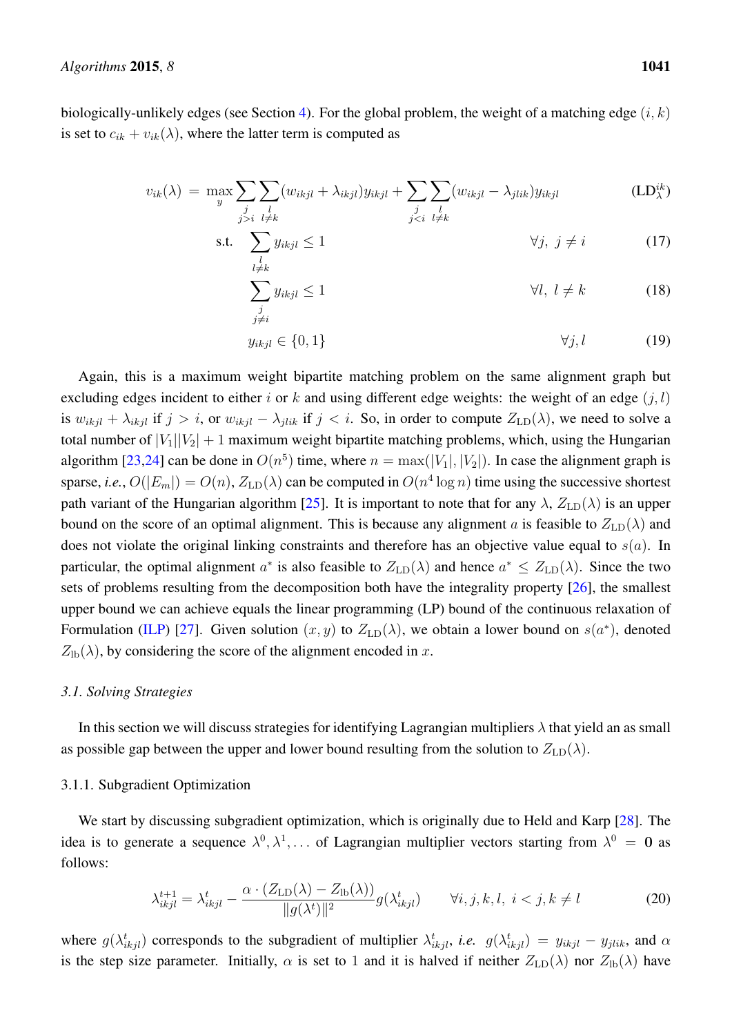biologically-unlikely edges (see Section 4). For the global problem, the weight of a matching edge $(i, k)$ is set to $c_{ik} + v_{ik}(\lambda)$, where the latter term is computed as

$$
v_{ik}(\lambda) = \max_{y} \sum_{\substack{j \\ j>i}} \sum_{\substack{l \\ l \neq k}} (w_{ikjl} + \lambda_{ikjl}) y_{ikjl} + \sum_{\substack{j \\ j<i}} \sum_{\substack{l \\ l \neq k}} (w_{ikjl} - \lambda_{jlik}) y_{ikjl} \qquad (\text{LD}_{\lambda}^{ik})
$$

$$
\text{s.t.} \quad \sum_{\substack{l \\ l \neq k}} y_{ikjl} \leq 1 \qquad \forall j,\ j \neq i \qquad (17)
$$

$$
\sum_{\substack{j \\ j \neq i}} y_{ikjl} \leq 1 \qquad \forall l,\ l \neq k \qquad (18)
$$

$$
y_{ikjl} \in \{0, 1\} \qquad \forall j, l \qquad (19)
$$

Again, this is a maximum weight bipartite matching problem on the same alignment graph but excluding edges incident to either $i$ or $k$ and using different edge weights: the weight of an edge $(j, l)$ is $w_{ikjl} + \lambda_{ikjl}$ if $j > i$, or $w_{ikjl} - \lambda_{jlik}$ if $j < i$. So, in order to compute $Z_{\text{LD}}(\lambda)$, we need to solve a total number of $|V_1||V_2| + 1$ maximum weight bipartite matching problems, which, using the Hungarian algorithm [23,24] can be done in $O(n^5)$ time, where $n = \max(|V_1|, |V_2|)$. In case the alignment graph is sparse, *i.e.*, $O(|E_m|) = O(n)$, $Z_{\text{LD}}(\lambda)$ can be computed in $O(n^4 \log n)$ time using the successive shortest path variant of the Hungarian algorithm [25]. It is important to note that for any $\lambda$, $Z_{\text{LD}}(\lambda)$ is an upper bound on the score of an optimal alignment. This is because any alignment $a$ is feasible to $Z_{\text{LD}}(\lambda)$ and does not violate the original linking constraints and therefore has an objective value equal to $s(a)$. In particular, the optimal alignment $a^*$ is also feasible to $Z_{\text{LD}}(\lambda)$ and hence $a^* \leq Z_{\text{LD}}(\lambda)$. Since the two sets of problems resulting from the decomposition both have the integrality property [26], the smallest upper bound we can achieve equals the linear programming (LP) bound of the continuous relaxation of Formulation (ILP) [27]. Given solution $(x, y)$ to $Z_{\text{LD}}(\lambda)$, we obtain a lower bound on $s(a^*)$, denoted $Z_{\text{lb}}(\lambda)$, by considering the score of the alignment encoded in $x$.

### 3.1. Solving Strategies

In this section we will discuss strategies for identifying Lagrangian multipliers $\lambda$ that yield an as small as possible gap between the upper and lower bound resulting from the solution to $Z_{\text{LD}}(\lambda)$.

#### 3.1.1. Subgradient Optimization

We start by discussing subgradient optimization, which is originally due to Held and Karp [28]. The idea is to generate a sequence $\lambda^0, \lambda^1, \ldots$ of Lagrangian multiplier vectors starting from $\lambda^0 = \mathbf{0}$ as follows:

$$
\lambda_{ikjl}^{t+1} = \lambda_{ikjl}^{t} - \frac{\alpha \cdot (Z_{\text{LD}}(\lambda) - Z_{\text{lb}}(\lambda))}{\|g(\lambda^t)\|^2} g(\lambda_{ikjl}^t) \qquad \forall i, j, k, l,\ i < j, k \neq l \qquad (20)
$$

where $g(\lambda_{ikjl}^t)$ corresponds to the subgradient of multiplier $\lambda_{ikjl}^t$, *i.e.* $g(\lambda_{ikjl}^t) = y_{ikjl} - y_{jlik}$, and $\alpha$ is the step size parameter. Initially, $\alpha$ is set to $1$ and it is halved if neither $Z_{\text{LD}}(\lambda)$ nor $Z_{\text{lb}}(\lambda)$ have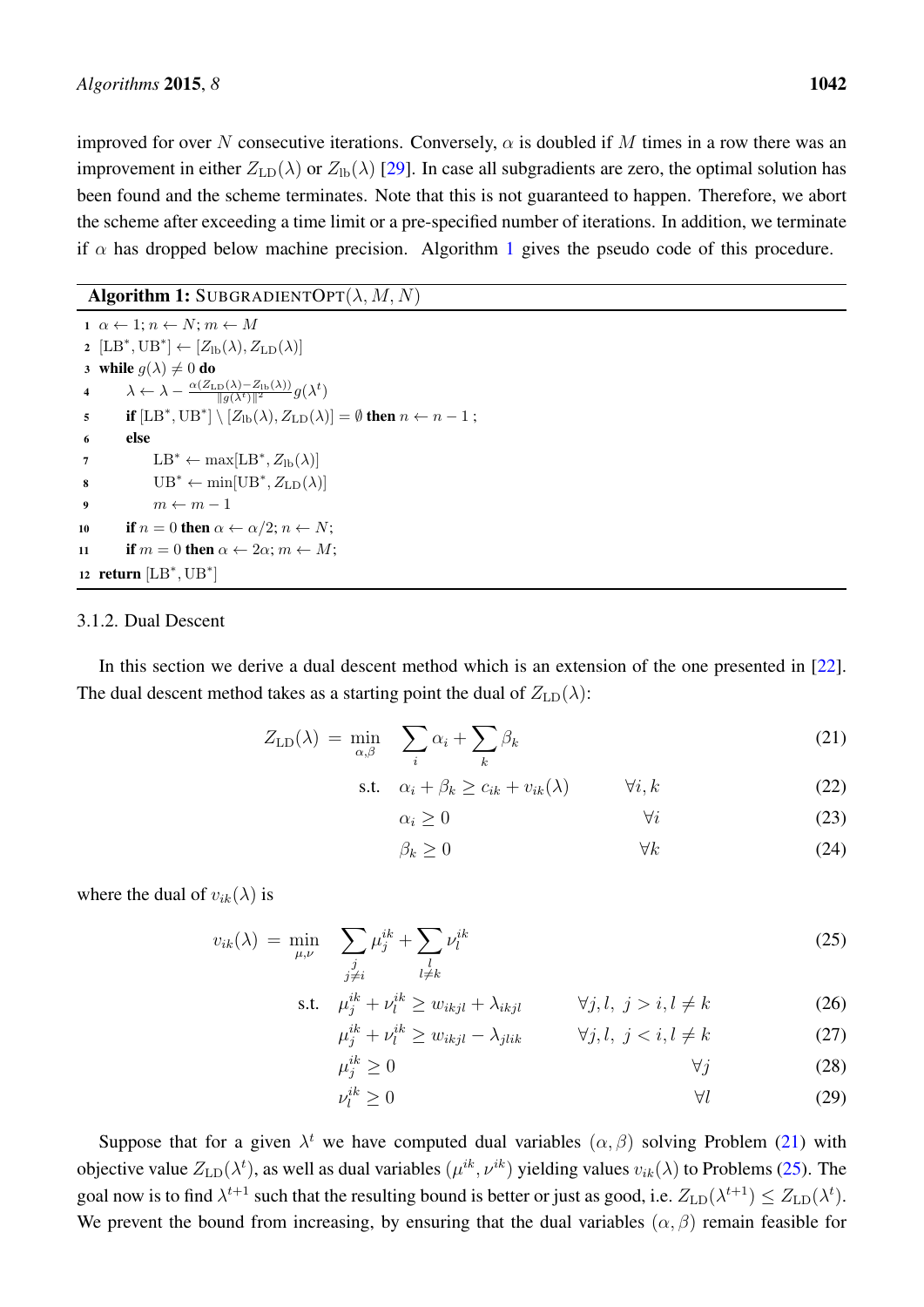improved for over $N$ consecutive iterations. Conversely, $\alpha$ is doubled if $M$ times in a row there was an improvement in either $Z_{\text{LD}}(\lambda)$ or $Z_{\text{lb}}(\lambda)$ [29]. In case all subgradients are zero, the optimal solution has been found and the scheme terminates. Note that this is not guaranteed to happen. Therefore, we abort the scheme after exceeding a time limit or a pre-specified number of iterations. In addition, we terminate if $\alpha$ has dropped below machine precision. Algorithm 1 gives the pseudo code of this procedure.

**Algorithm 1:** SUBGRADIENTOPT($\lambda, M, N$)

```
1  α ← 1; n ← N; m ← M
2  [LB*, UB*] ← [Z_lb(λ), Z_LD(λ)]
3  while g(λ) ≠ 0 do
4      λ ← λ − (α(Z_LD(λ) − Z_lb(λ)) / ‖g(λ^t)‖²) g(λ^t)
5      if [LB*, UB*] \ [Z_lb(λ), Z_LD(λ)] = ∅ then n ← n − 1 ;
6      else
7          LB* ← max[LB*, Z_lb(λ)]
8          UB* ← min[UB*, Z_LD(λ)]
9          m ← m − 1
10     if n = 0 then α ← α/2; n ← N;
11     if m = 0 then α ← 2α; m ← M;
12 return [LB*, UB*]
```

### 3.1.2. Dual Descent

In this section we derive a dual descent method which is an extension of the one presented in [22]. The dual descent method takes as a starting point the dual of $Z_{\text{LD}}(\lambda)$:

$$
\begin{aligned}
Z_{\text{LD}}(\lambda) \;=\; \min_{\alpha,\beta} \quad & \sum_i \alpha_i + \sum_k \beta_k & & (21)\\
\text{s.t.} \quad & \alpha_i + \beta_k \geq c_{ik} + v_{ik}(\lambda) & \forall i,k \quad & (22)\\
& \alpha_i \geq 0 & \forall i \quad & (23)\\
& \beta_k \geq 0 & \forall k \quad & (24)
\end{aligned}
$$

where the dual of $v_{ik}(\lambda)$ is

$$
\begin{aligned}
v_{ik}(\lambda) \;=\; \min_{\mu,\nu} \quad & \sum_{\substack{j\\ j\neq i}} \mu_j^{ik} + \sum_{\substack{l\\ l\neq k}} \nu_l^{ik} & & (25)\\
\text{s.t.} \quad & \mu_j^{ik} + \nu_l^{ik} \geq w_{ikjl} + \lambda_{ikjl} & \forall j,l,\; j>i, l\neq k \quad & (26)\\
& \mu_j^{ik} + \nu_l^{ik} \geq w_{ikjl} - \lambda_{jlik} & \forall j,l,\; j<i, l\neq k \quad & (27)\\
& \mu_j^{ik} \geq 0 & \forall j \quad & (28)\\
& \nu_l^{ik} \geq 0 & \forall l \quad & (29)
\end{aligned}
$$

Suppose that for a given $\lambda^t$ we have computed dual variables $(\alpha, \beta)$ solving Problem (21) with objective value $Z_{\text{LD}}(\lambda^t)$, as well as dual variables $(\mu^{ik}, \nu^{ik})$ yielding values $v_{ik}(\lambda)$ to Problems (25). The goal now is to find $\lambda^{t+1}$ such that the resulting bound is better or just as good, i.e. $Z_{\text{LD}}(\lambda^{t+1}) \leq Z_{\text{LD}}(\lambda^t)$. We prevent the bound from increasing, by ensuring that the dual variables $(\alpha, \beta)$ remain feasible for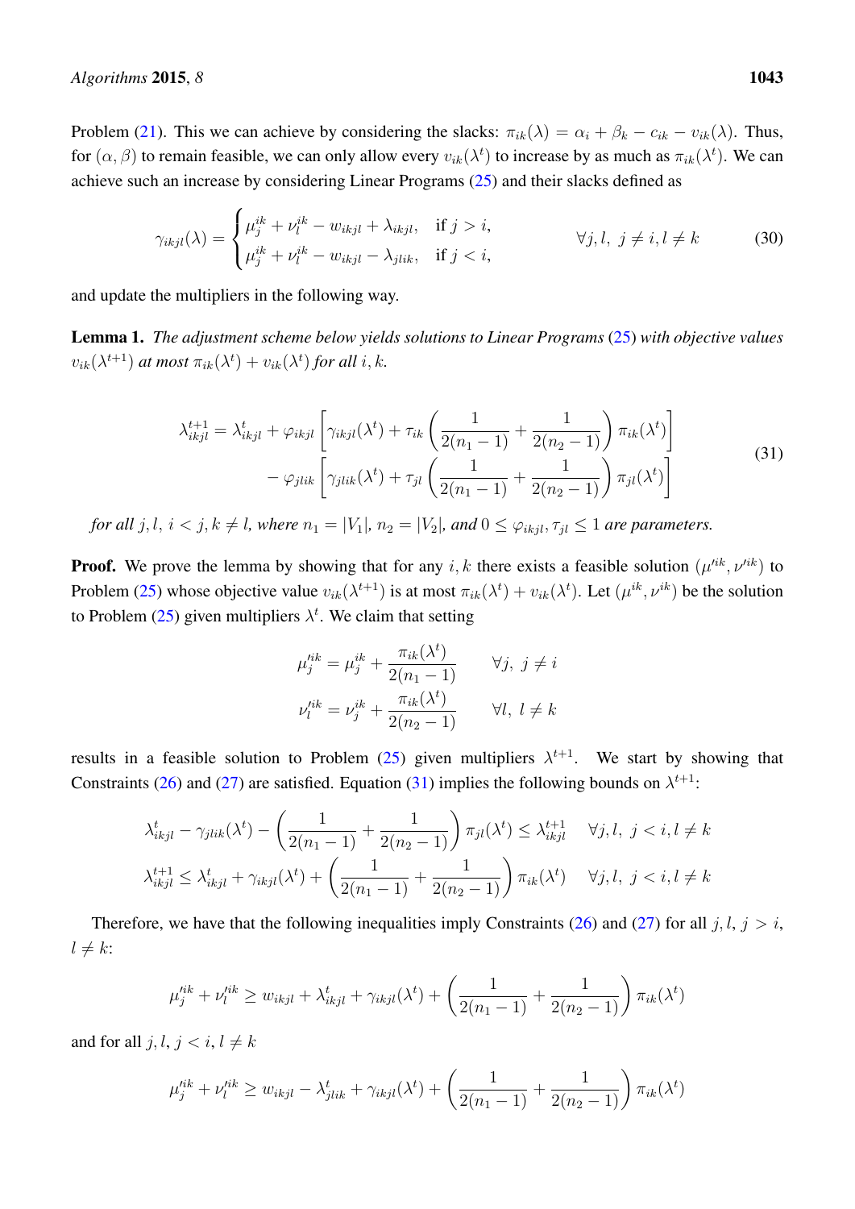Problem (21). This we can achieve by considering the slacks: $\pi_{ik}(\lambda) = \alpha_i + \beta_k - c_{ik} - v_{ik}(\lambda)$. Thus, for $(\alpha, \beta)$ to remain feasible, we can only allow every $v_{ik}(\lambda^t)$ to increase by as much as $\pi_{ik}(\lambda^t)$. We can achieve such an increase by considering Linear Programs (25) and their slacks defined as

$$
\gamma_{ikjl}(\lambda) = \begin{cases} \mu_j^{ik} + \nu_l^{ik} - w_{ikjl} + \lambda_{ikjl}, & \text{if } j > i, \\ \mu_j^{ik} + \nu_l^{ik} - w_{ikjl} - \lambda_{jlik}, & \text{if } j < i, \end{cases} \qquad \forall j, l, \ j \neq i, l \neq k \tag{30}
$$

and update the multipliers in the following way.

**Lemma 1.** *The adjustment scheme below yields solutions to Linear Programs (25) with objective values $v_{ik}(\lambda^{t+1})$ at most $\pi_{ik}(\lambda^t) + v_{ik}(\lambda^t)$ for all $i, k$.*

$$
\begin{aligned}
\lambda_{ikjl}^{t+1} = \lambda_{ikjl}^t &+ \varphi_{ikjl}\left[\gamma_{ikjl}(\lambda^t) + \tau_{ik}\left(\frac{1}{2(n_1-1)} + \frac{1}{2(n_2-1)}\right)\pi_{ik}(\lambda^t)\right] \\
&- \varphi_{jlik}\left[\gamma_{jlik}(\lambda^t) + \tau_{jl}\left(\frac{1}{2(n_1-1)} + \frac{1}{2(n_2-1)}\right)\pi_{jl}(\lambda^t)\right]
\end{aligned} \tag{31}
$$

*for all $j, l,\ i < j, k \neq l$, where $n_1 = |V_1|$, $n_2 = |V_2|$, and $0 \leq \varphi_{ikjl}, \tau_{jl} \leq 1$ are parameters.*

**Proof.** We prove the lemma by showing that for any $i, k$ there exists a feasible solution $(\mu'^{ik}, \nu'^{ik})$ to Problem (25) whose objective value $v_{ik}(\lambda^{t+1})$ is at most $\pi_{ik}(\lambda^t) + v_{ik}(\lambda^t)$. Let $(\mu^{ik}, \nu^{ik})$ be the solution to Problem (25) given multipliers $\lambda^t$. We claim that setting

$$
\begin{aligned}
\mu_j'^{ik} &= \mu_j^{ik} + \frac{\pi_{ik}(\lambda^t)}{2(n_1-1)} \qquad \forall j,\ j \neq i \\
\nu_l'^{ik} &= \nu_j^{ik} + \frac{\pi_{ik}(\lambda^t)}{2(n_2-1)} \qquad \forall l,\ l \neq k
\end{aligned}
$$

results in a feasible solution to Problem (25) given multipliers $\lambda^{t+1}$. We start by showing that Constraints (26) and (27) are satisfied. Equation (31) implies the following bounds on $\lambda^{t+1}$:

$$
\begin{aligned}
\lambda_{ikjl}^t - \gamma_{jlik}(\lambda^t) - \left(\frac{1}{2(n_1-1)} + \frac{1}{2(n_2-1)}\right)\pi_{jl}(\lambda^t) \leq \lambda_{ikjl}^{t+1} \quad & \forall j, l,\ j < i, l \neq k \\
\lambda_{ikjl}^{t+1} \leq \lambda_{ikjl}^t + \gamma_{ikjl}(\lambda^t) + \left(\frac{1}{2(n_1-1)} + \frac{1}{2(n_2-1)}\right)\pi_{ik}(\lambda^t) \quad & \forall j, l,\ j < i, l \neq k
\end{aligned}
$$

Therefore, we have that the following inequalities imply Constraints (26) and (27) for all $j, l,\ j > i$, $l \neq k$:

$$
\mu_j'^{ik} + \nu_l'^{ik} \geq w_{ikjl} + \lambda_{ikjl}^t + \gamma_{ikjl}(\lambda^t) + \left(\frac{1}{2(n_1-1)} + \frac{1}{2(n_2-1)}\right)\pi_{ik}(\lambda^t)
$$

and for all $j, l,\ j < i, l \neq k$

$$
\mu_j'^{ik} + \nu_l'^{ik} \geq w_{ikjl} - \lambda_{jlik}^t + \gamma_{ikjl}(\lambda^t) + \left(\frac{1}{2(n_1-1)} + \frac{1}{2(n_2-1)}\right)\pi_{ik}(\lambda^t)
$$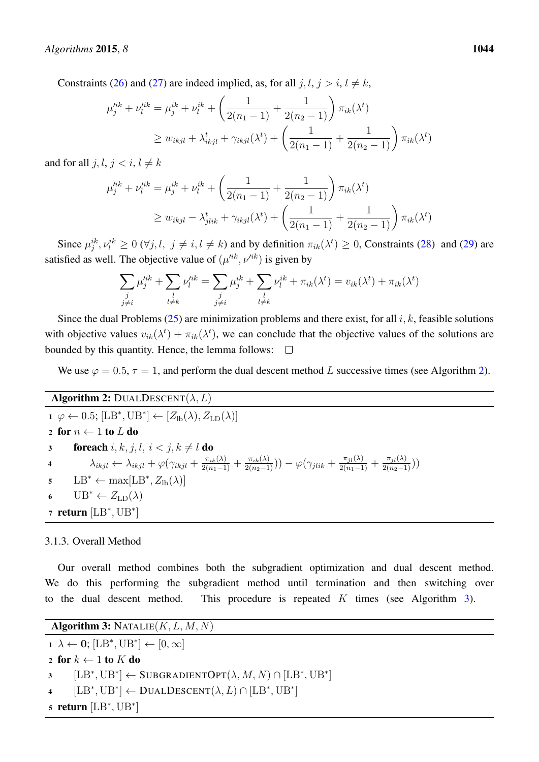Constraints (26) and (27) are indeed implied, as, for all $j, l, j > i, l \neq k$,

$$\mu_j'^{ik} + \nu_l'^{ik} = \mu_j^{ik} + \nu_l^{ik} + \left(\frac{1}{2(n_1-1)} + \frac{1}{2(n_2-1)}\right)\pi_{ik}(\lambda^t)$$
$$\geq w_{ikjl} + \lambda_{ikjl}^t + \gamma_{ikjl}(\lambda^t) + \left(\frac{1}{2(n_1-1)} + \frac{1}{2(n_2-1)}\right)\pi_{ik}(\lambda^t)$$

and for all $j, l, j < i, l \neq k$

$$\mu_j'^{ik} + \nu_l'^{ik} = \mu_j^{ik} + \nu_l^{ik} + \left(\frac{1}{2(n_1-1)} + \frac{1}{2(n_2-1)}\right)\pi_{ik}(\lambda^t)$$
$$\geq w_{ikjl} - \lambda_{jlik}^t + \gamma_{ikjl}(\lambda^t) + \left(\frac{1}{2(n_1-1)} + \frac{1}{2(n_2-1)}\right)\pi_{ik}(\lambda^t)$$

Since $\mu_j^{ik}, \nu_l^{ik} \geq 0$ $(\forall j, l,\ j \neq i, l \neq k)$ and by definition $\pi_{ik}(\lambda^t) \geq 0$, Constraints (28) and (29) are satisfied as well. The objective value of $(\mu'^{ik}, \nu'^{ik})$ is given by

$$\sum_{\substack{j \\ j \neq i}} \mu_j'^{ik} + \sum_{\substack{l \\ l \neq k}} \nu_l'^{ik} = \sum_{\substack{j \\ j \neq i}} \mu_j^{ik} + \sum_{\substack{l \\ l \neq k}} \nu_l^{ik} + \pi_{ik}(\lambda^t) = v_{ik}(\lambda^t) + \pi_{ik}(\lambda^t)$$

Since the dual Problems (25) are minimization problems and there exist, for all $i, k$, feasible solutions with objective values $v_{ik}(\lambda^t) + \pi_{ik}(\lambda^t)$, we can conclude that the objective values of the solutions are bounded by this quantity. Hence, the lemma follows: □

We use $\varphi = 0.5$, $\tau = 1$, and perform the dual descent method $L$ successive times (see Algorithm 2).

**Algorithm 2:** DUALDESCENT$(\lambda, L)$

1. $\varphi \leftarrow 0.5$; $[\mathrm{LB}^*, \mathrm{UB}^*] \leftarrow [Z_{\mathrm{lb}}(\lambda), Z_{\mathrm{LD}}(\lambda)]$
2. **for** $n \leftarrow 1$ **to** $L$ **do**
3. &nbsp;&nbsp;&nbsp;&nbsp;**foreach** $i, k, j, l,\ i < j, k \neq l$ **do**
4. &nbsp;&nbsp;&nbsp;&nbsp;&nbsp;&nbsp;&nbsp;&nbsp;$\lambda_{ikjl} \leftarrow \lambda_{ikjl} + \varphi(\gamma_{ikjl} + \frac{\pi_{ik}(\lambda)}{2(n_1-1)} + \frac{\pi_{ik}(\lambda)}{2(n_2-1)})) - \varphi(\gamma_{jlik} + \frac{\pi_{jl}(\lambda)}{2(n_1-1)} + \frac{\pi_{jl}(\lambda)}{2(n_2-1)}))$
5. &nbsp;&nbsp;&nbsp;&nbsp;$\mathrm{LB}^* \leftarrow \max[\mathrm{LB}^*, Z_{\mathrm{lb}}(\lambda)]$
6. &nbsp;&nbsp;&nbsp;&nbsp;$\mathrm{UB}^* \leftarrow Z_{\mathrm{LD}}(\lambda)$
7. **return** $[\mathrm{LB}^*, \mathrm{UB}^*]$

3.1.3. Overall Method

Our overall method combines both the subgradient optimization and dual descent method. We do this performing the subgradient method until termination and then switching over to the dual descent method. This procedure is repeated $K$ times (see Algorithm 3).

**Algorithm 3:** NATALIE$(K, L, M, N)$

1. $\lambda \leftarrow \mathbf{0}$; $[\mathrm{LB}^*, \mathrm{UB}^*] \leftarrow [0, \infty]$
2. **for** $k \leftarrow 1$ **to** $K$ **do**
3. &nbsp;&nbsp;&nbsp;&nbsp;$[\mathrm{LB}^*, \mathrm{UB}^*] \leftarrow$ SUBGRADIENTOPT$(\lambda, M, N) \cap [\mathrm{LB}^*, \mathrm{UB}^*]$
4. &nbsp;&nbsp;&nbsp;&nbsp;$[\mathrm{LB}^*, \mathrm{UB}^*] \leftarrow$ DUALDESCENT$(\lambda, L) \cap [\mathrm{LB}^*, \mathrm{UB}^*]$
5. **return** $[\mathrm{LB}^*, \mathrm{UB}^*]$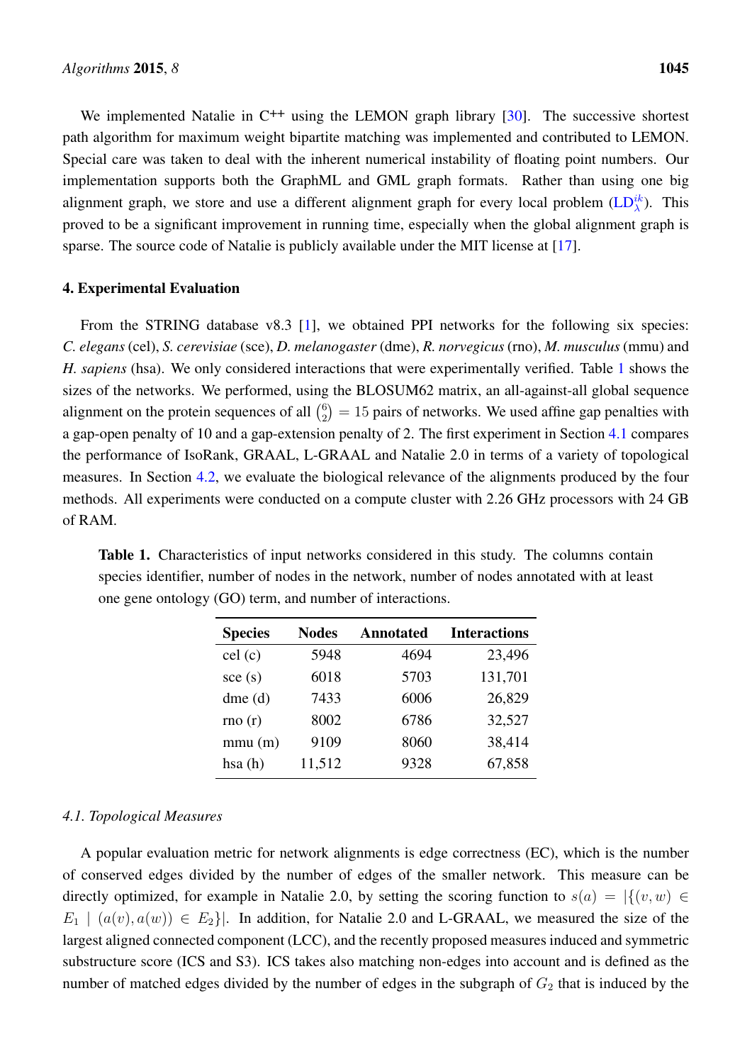We implemented Natalie in C++ using the LEMON graph library [30]. The successive shortest path algorithm for maximum weight bipartite matching was implemented and contributed to LEMON. Special care was taken to deal with the inherent numerical instability of floating point numbers. Our implementation supports both the GraphML and GML graph formats. Rather than using one big alignment graph, we store and use a different alignment graph for every local problem ($\text{LD}_{\lambda}^{ik}$). This proved to be a significant improvement in running time, especially when the global alignment graph is sparse. The source code of Natalie is publicly available under the MIT license at [17].

## 4. Experimental Evaluation

From the STRING database v8.3 [1], we obtained PPI networks for the following six species: *C. elegans* (cel), *S. cerevisiae* (sce), *D. melanogaster* (dme), *R. norvegicus* (rno), *M. musculus* (mmu) and *H. sapiens* (hsa). We only considered interactions that were experimentally verified. Table 1 shows the sizes of the networks. We performed, using the BLOSUM62 matrix, an all-against-all global sequence alignment on the protein sequences of all $\binom{6}{2} = 15$ pairs of networks. We used affine gap penalties with a gap-open penalty of 10 and a gap-extension penalty of 2. The first experiment in Section 4.1 compares the performance of IsoRank, GRAAL, L-GRAAL and Natalie 2.0 in terms of a variety of topological measures. In Section 4.2, we evaluate the biological relevance of the alignments produced by the four methods. All experiments were conducted on a compute cluster with 2.26 GHz processors with 24 GB of RAM.

**Table 1.** Characteristics of input networks considered in this study. The columns contain species identifier, number of nodes in the network, number of nodes annotated with at least one gene ontology (GO) term, and number of interactions.

| Species | Nodes | Annotated | Interactions |
|---|---|---|---|
| cel (c) | 5948 | 4694 | 23,496 |
| sce (s) | 6018 | 5703 | 131,701 |
| dme (d) | 7433 | 6006 | 26,829 |
| rno (r) | 8002 | 6786 | 32,527 |
| mmu (m) | 9109 | 8060 | 38,414 |
| hsa (h) | 11,512 | 9328 | 67,858 |

### *4.1. Topological Measures*

A popular evaluation metric for network alignments is edge correctness (EC), which is the number of conserved edges divided by the number of edges of the smaller network. This measure can be directly optimized, for example in Natalie 2.0, by setting the scoring function to $s(a) = |\{(v, w) \in E_1 \mid (a(v), a(w)) \in E_2\}|$. In addition, for Natalie 2.0 and L-GRAAL, we measured the size of the largest aligned connected component (LCC), and the recently proposed measures induced and symmetric substructure score (ICS and S3). ICS takes also matching non-edges into account and is defined as the number of matched edges divided by the number of edges in the subgraph of $G_2$ that is induced by the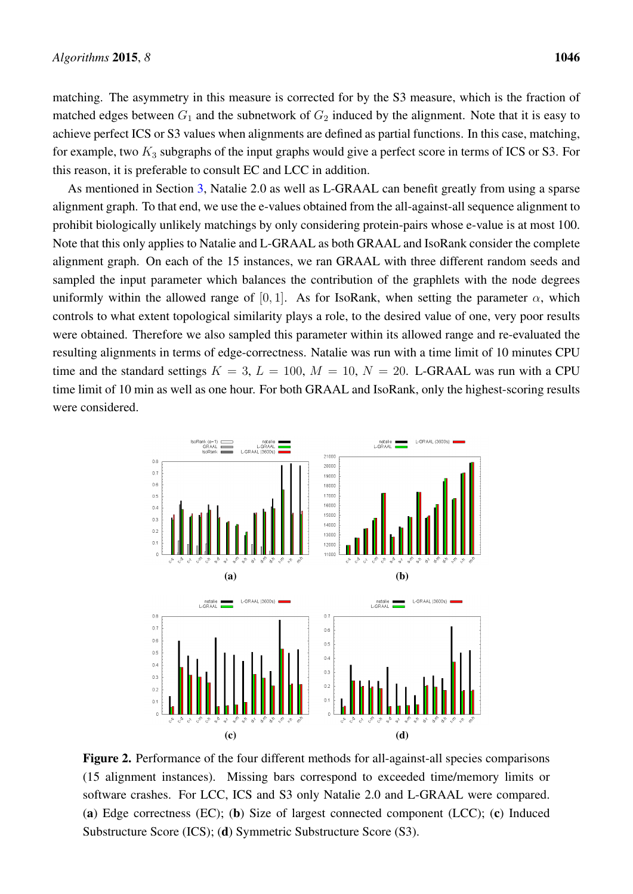matching. The asymmetry in this measure is corrected for by the S3 measure, which is the fraction of matched edges between $G_1$ and the subnetwork of $G_2$ induced by the alignment. Note that it is easy to achieve perfect ICS or S3 values when alignments are defined as partial functions. In this case, matching, for example, two $K_3$ subgraphs of the input graphs would give a perfect score in terms of ICS or S3. For this reason, it is preferable to consult EC and LCC in addition.

As mentioned in Section 3, Natalie 2.0 as well as L-GRAAL can benefit greatly from using a sparse alignment graph. To that end, we use the e-values obtained from the all-against-all sequence alignment to prohibit biologically unlikely matchings by only considering protein-pairs whose e-value is at most 100. Note that this only applies to Natalie and L-GRAAL as both GRAAL and IsoRank consider the complete alignment graph. On each of the 15 instances, we ran GRAAL with three different random seeds and sampled the input parameter which balances the contribution of the graphlets with the node degrees uniformly within the allowed range of $[0, 1]$. As for IsoRank, when setting the parameter $\alpha$, which controls to what extent topological similarity plays a role, to the desired value of one, very poor results were obtained. Therefore we also sampled this parameter within its allowed range and re-evaluated the resulting alignments in terms of edge-correctness. Natalie was run with a time limit of 10 minutes CPU time and the standard settings $K = 3$, $L = 100$, $M = 10$, $N = 20$. L-GRAAL was run with a CPU time limit of 10 min as well as one hour. For both GRAAL and IsoRank, only the highest-scoring results were considered.

**Figure 2.** Performance of the four different methods for all-against-all species comparisons (15 alignment instances). Missing bars correspond to exceeded time/memory limits or software crashes. For LCC, ICS and S3 only Natalie 2.0 and L-GRAAL were compared. (**a**) Edge correctness (EC); (**b**) Size of largest connected component (LCC); (**c**) Induced Substructure Score (ICS); (**d**) Symmetric Substructure Score (S3).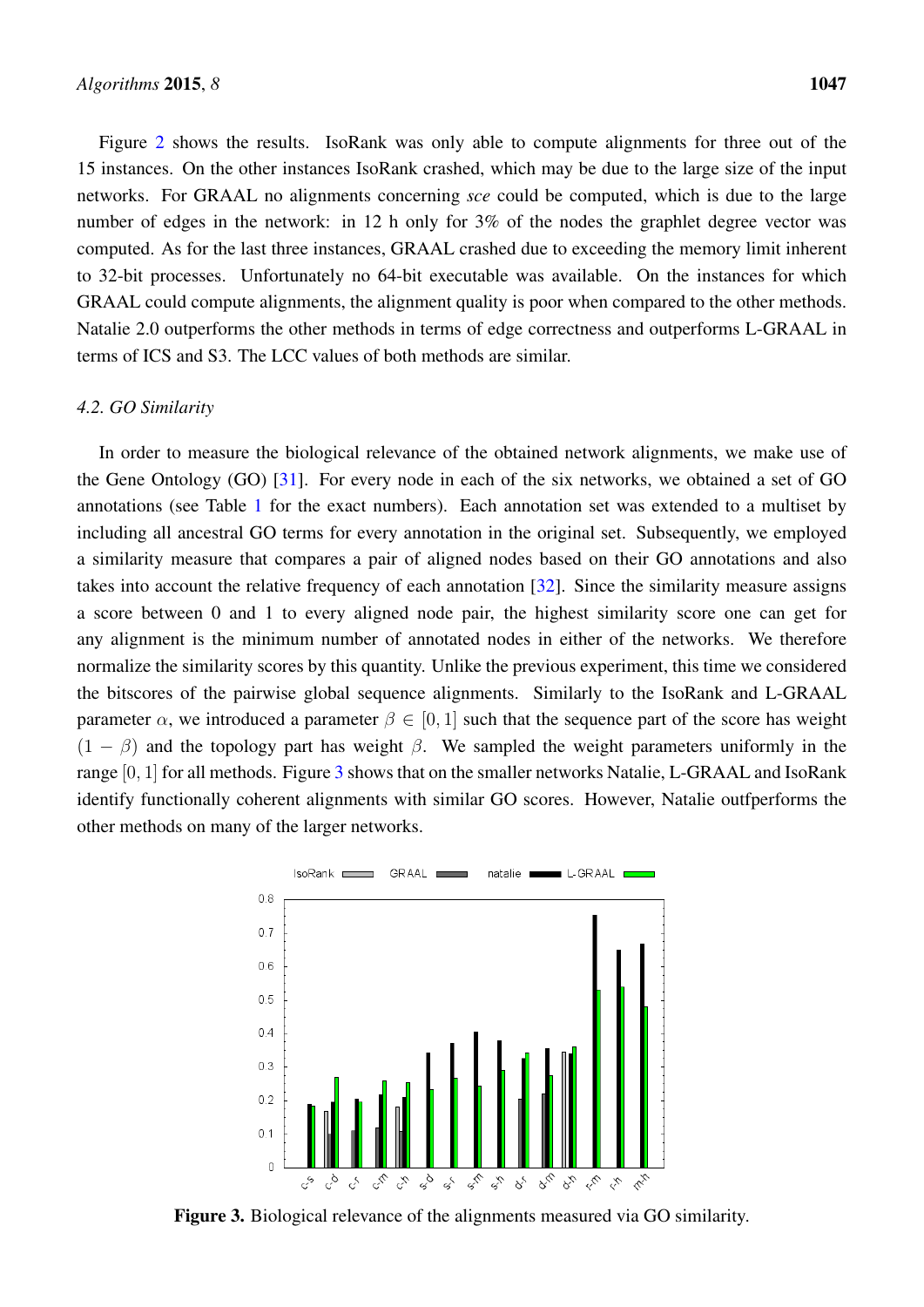Figure 2 shows the results. IsoRank was only able to compute alignments for three out of the 15 instances. On the other instances IsoRank crashed, which may be due to the large size of the input networks. For GRAAL no alignments concerning *sce* could be computed, which is due to the large number of edges in the network: in 12 h only for 3% of the nodes the graphlet degree vector was computed. As for the last three instances, GRAAL crashed due to exceeding the memory limit inherent to 32-bit processes. Unfortunately no 64-bit executable was available. On the instances for which GRAAL could compute alignments, the alignment quality is poor when compared to the other methods. Natalie 2.0 outperforms the other methods in terms of edge correctness and outperforms L-GRAAL in terms of ICS and S3. The LCC values of both methods are similar.

### *4.2. GO Similarity*

In order to measure the biological relevance of the obtained network alignments, we make use of the Gene Ontology (GO) [31]. For every node in each of the six networks, we obtained a set of GO annotations (see Table 1 for the exact numbers). Each annotation set was extended to a multiset by including all ancestral GO terms for every annotation in the original set. Subsequently, we employed a similarity measure that compares a pair of aligned nodes based on their GO annotations and also takes into account the relative frequency of each annotation [32]. Since the similarity measure assigns a score between 0 and 1 to every aligned node pair, the highest similarity score one can get for any alignment is the minimum number of annotated nodes in either of the networks. We therefore normalize the similarity scores by this quantity. Unlike the previous experiment, this time we considered the bitscores of the pairwise global sequence alignments. Similarly to the IsoRank and L-GRAAL parameter $\alpha$, we introduced a parameter $\beta \in [0, 1]$ such that the sequence part of the score has weight $(1 - \beta)$ and the topology part has weight $\beta$. We sampled the weight parameters uniformly in the range $[0, 1]$ for all methods. Figure 3 shows that on the smaller networks Natalie, L-GRAAL and IsoRank identify functionally coherent alignments with similar GO scores. However, Natalie outfperforms the other methods on many of the larger networks.

**Figure 3.** Biological relevance of the alignments measured via GO similarity.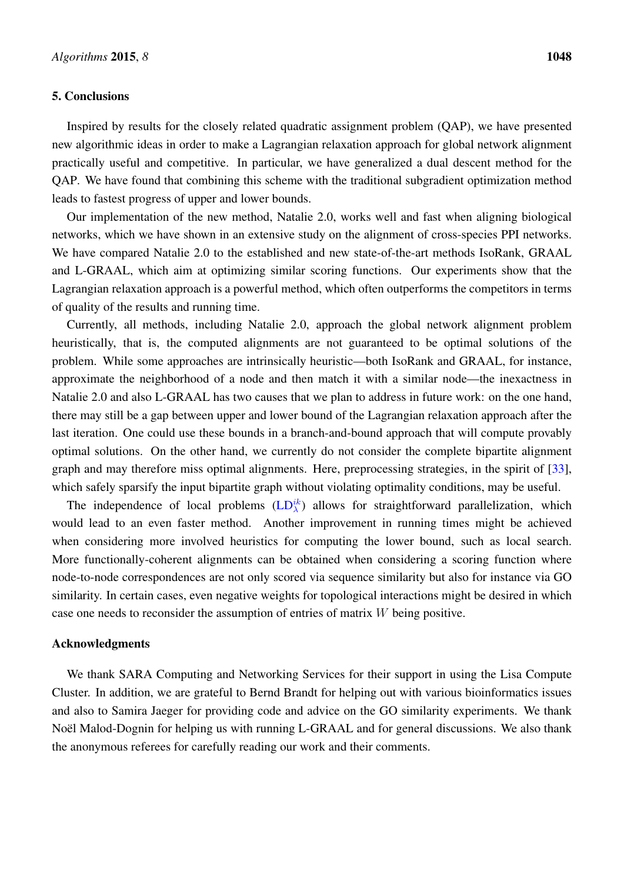## 5. Conclusions

Inspired by results for the closely related quadratic assignment problem (QAP), we have presented new algorithmic ideas in order to make a Lagrangian relaxation approach for global network alignment practically useful and competitive. In particular, we have generalized a dual descent method for the QAP. We have found that combining this scheme with the traditional subgradient optimization method leads to fastest progress of upper and lower bounds.

Our implementation of the new method, Natalie 2.0, works well and fast when aligning biological networks, which we have shown in an extensive study on the alignment of cross-species PPI networks. We have compared Natalie 2.0 to the established and new state-of-the-art methods IsoRank, GRAAL and L-GRAAL, which aim at optimizing similar scoring functions. Our experiments show that the Lagrangian relaxation approach is a powerful method, which often outperforms the competitors in terms of quality of the results and running time.

Currently, all methods, including Natalie 2.0, approach the global network alignment problem heuristically, that is, the computed alignments are not guaranteed to be optimal solutions of the problem. While some approaches are intrinsically heuristic—both IsoRank and GRAAL, for instance, approximate the neighborhood of a node and then match it with a similar node—the inexactness in Natalie 2.0 and also L-GRAAL has two causes that we plan to address in future work: on the one hand, there may still be a gap between upper and lower bound of the Lagrangian relaxation approach after the last iteration. One could use these bounds in a branch-and-bound approach that will compute provably optimal solutions. On the other hand, we currently do not consider the complete bipartite alignment graph and may therefore miss optimal alignments. Here, preprocessing strategies, in the spirit of [33], which safely sparsify the input bipartite graph without violating optimality conditions, may be useful.

The independence of local problems ($\text{LD}_{\lambda}^{ik}$) allows for straightforward parallelization, which would lead to an even faster method. Another improvement in running times might be achieved when considering more involved heuristics for computing the lower bound, such as local search. More functionally-coherent alignments can be obtained when considering a scoring function where node-to-node correspondences are not only scored via sequence similarity but also for instance via GO similarity. In certain cases, even negative weights for topological interactions might be desired in which case one needs to reconsider the assumption of entries of matrix $W$ being positive.

## Acknowledgments

We thank SARA Computing and Networking Services for their support in using the Lisa Compute Cluster. In addition, we are grateful to Bernd Brandt for helping out with various bioinformatics issues and also to Samira Jaeger for providing code and advice on the GO similarity experiments. We thank Noël Malod-Dognin for helping us with running L-GRAAL and for general discussions. We also thank the anonymous referees for carefully reading our work and their comments.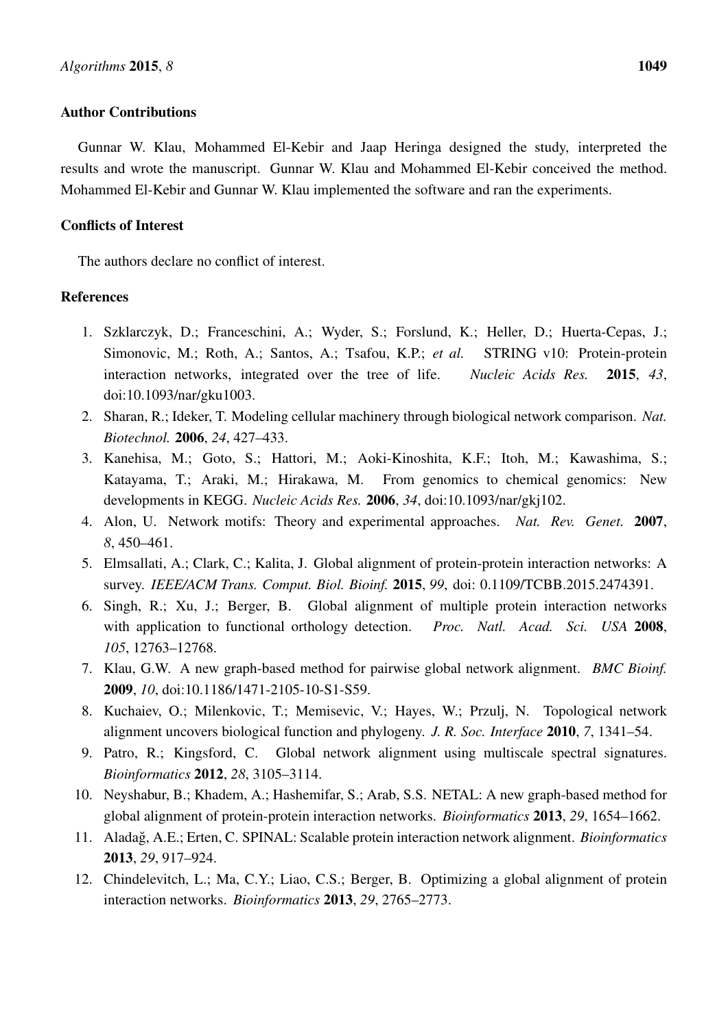## Author Contributions

Gunnar W. Klau, Mohammed El-Kebir and Jaap Heringa designed the study, interpreted the results and wrote the manuscript. Gunnar W. Klau and Mohammed El-Kebir conceived the method. Mohammed El-Kebir and Gunnar W. Klau implemented the software and ran the experiments.

## Conflicts of Interest

The authors declare no conflict of interest.

## References

1. Szklarczyk, D.; Franceschini, A.; Wyder, S.; Forslund, K.; Heller, D.; Huerta-Cepas, J.; Simonovic, M.; Roth, A.; Santos, A.; Tsafou, K.P.; *et al.* STRING v10: Protein-protein interaction networks, integrated over the tree of life. *Nucleic Acids Res.* **2015**, *43*, doi:10.1093/nar/gku1003.
2. Sharan, R.; Ideker, T. Modeling cellular machinery through biological network comparison. *Nat. Biotechnol.* **2006**, *24*, 427–433.
3. Kanehisa, M.; Goto, S.; Hattori, M.; Aoki-Kinoshita, K.F.; Itoh, M.; Kawashima, S.; Katayama, T.; Araki, M.; Hirakawa, M. From genomics to chemical genomics: New developments in KEGG. *Nucleic Acids Res.* **2006**, *34*, doi:10.1093/nar/gkj102.
4. Alon, U. Network motifs: Theory and experimental approaches. *Nat. Rev. Genet.* **2007**, *8*, 450–461.
5. Elmsallati, A.; Clark, C.; Kalita, J. Global alignment of protein-protein interaction networks: A survey. *IEEE/ACM Trans. Comput. Biol. Bioinf.* **2015**, *99*, doi: 0.1109/TCBB.2015.2474391.
6. Singh, R.; Xu, J.; Berger, B. Global alignment of multiple protein interaction networks with application to functional orthology detection. *Proc. Natl. Acad. Sci. USA* **2008**, *105*, 12763–12768.
7. Klau, G.W. A new graph-based method for pairwise global network alignment. *BMC Bioinf.* **2009**, *10*, doi:10.1186/1471-2105-10-S1-S59.
8. Kuchaiev, O.; Milenkovic, T.; Memisevic, V.; Hayes, W.; Przulj, N. Topological network alignment uncovers biological function and phylogeny. *J. R. Soc. Interface* **2010**, *7*, 1341–54.
9. Patro, R.; Kingsford, C. Global network alignment using multiscale spectral signatures. *Bioinformatics* **2012**, *28*, 3105–3114.
10. Neyshabur, B.; Khadem, A.; Hashemifar, S.; Arab, S.S. NETAL: A new graph-based method for global alignment of protein-protein interaction networks. *Bioinformatics* **2013**, *29*, 1654–1662.
11. Aladağ, A.E.; Erten, C. SPINAL: Scalable protein interaction network alignment. *Bioinformatics* **2013**, *29*, 917–924.
12. Chindelevitch, L.; Ma, C.Y.; Liao, C.S.; Berger, B. Optimizing a global alignment of protein interaction networks. *Bioinformatics* **2013**, *29*, 2765–2773.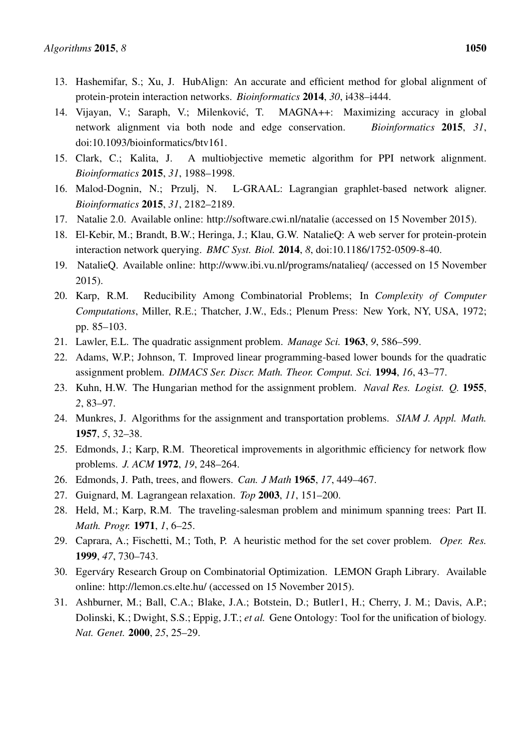13. Hashemifar, S.; Xu, J. HubAlign: An accurate and efficient method for global alignment of protein-protein interaction networks. *Bioinformatics* **2014**, *30*, i438–i444.
14. Vijayan, V.; Saraph, V.; Milenković, T. MAGNA++: Maximizing accuracy in global network alignment via both node and edge conservation. *Bioinformatics* **2015**, *31*, doi:10.1093/bioinformatics/btv161.
15. Clark, C.; Kalita, J. A multiobjective memetic algorithm for PPI network alignment. *Bioinformatics* **2015**, *31*, 1988–1998.
16. Malod-Dognin, N.; Przulj, N. L-GRAAL: Lagrangian graphlet-based network aligner. *Bioinformatics* **2015**, *31*, 2182–2189.
17. Natalie 2.0. Available online: http://software.cwi.nl/natalie (accessed on 15 November 2015).
18. El-Kebir, M.; Brandt, B.W.; Heringa, J.; Klau, G.W. NatalieQ: A web server for protein-protein interaction network querying. *BMC Syst. Biol.* **2014**, *8*, doi:10.1186/1752-0509-8-40.
19. NatalieQ. Available online: http://www.ibi.vu.nl/programs/natalieq/ (accessed on 15 November 2015).
20. Karp, R.M. Reducibility Among Combinatorial Problems; In *Complexity of Computer Computations*, Miller, R.E.; Thatcher, J.W., Eds.; Plenum Press: New York, NY, USA, 1972; pp. 85–103.
21. Lawler, E.L. The quadratic assignment problem. *Manage Sci.* **1963**, *9*, 586–599.
22. Adams, W.P.; Johnson, T. Improved linear programming-based lower bounds for the quadratic assignment problem. *DIMACS Ser. Discr. Math. Theor. Comput. Sci.* **1994**, *16*, 43–77.
23. Kuhn, H.W. The Hungarian method for the assignment problem. *Naval Res. Logist. Q.* **1955**, *2*, 83–97.
24. Munkres, J. Algorithms for the assignment and transportation problems. *SIAM J. Appl. Math.* **1957**, *5*, 32–38.
25. Edmonds, J.; Karp, R.M. Theoretical improvements in algorithmic efficiency for network flow problems. *J. ACM* **1972**, *19*, 248–264.
26. Edmonds, J. Path, trees, and flowers. *Can. J Math* **1965**, *17*, 449–467.
27. Guignard, M. Lagrangean relaxation. *Top* **2003**, *11*, 151–200.
28. Held, M.; Karp, R.M. The traveling-salesman problem and minimum spanning trees: Part II. *Math. Progr.* **1971**, *1*, 6–25.
29. Caprara, A.; Fischetti, M.; Toth, P. A heuristic method for the set cover problem. *Oper. Res.* **1999**, *47*, 730–743.
30. Egerváry Research Group on Combinatorial Optimization. LEMON Graph Library. Available online: http://lemon.cs.elte.hu/ (accessed on 15 November 2015).
31. Ashburner, M.; Ball, C.A.; Blake, J.A.; Botstein, D.; Butler1, H.; Cherry, J. M.; Davis, A.P.; Dolinski, K.; Dwight, S.S.; Eppig, J.T.; *et al.* Gene Ontology: Tool for the unification of biology. *Nat. Genet.* **2000**, *25*, 25–29.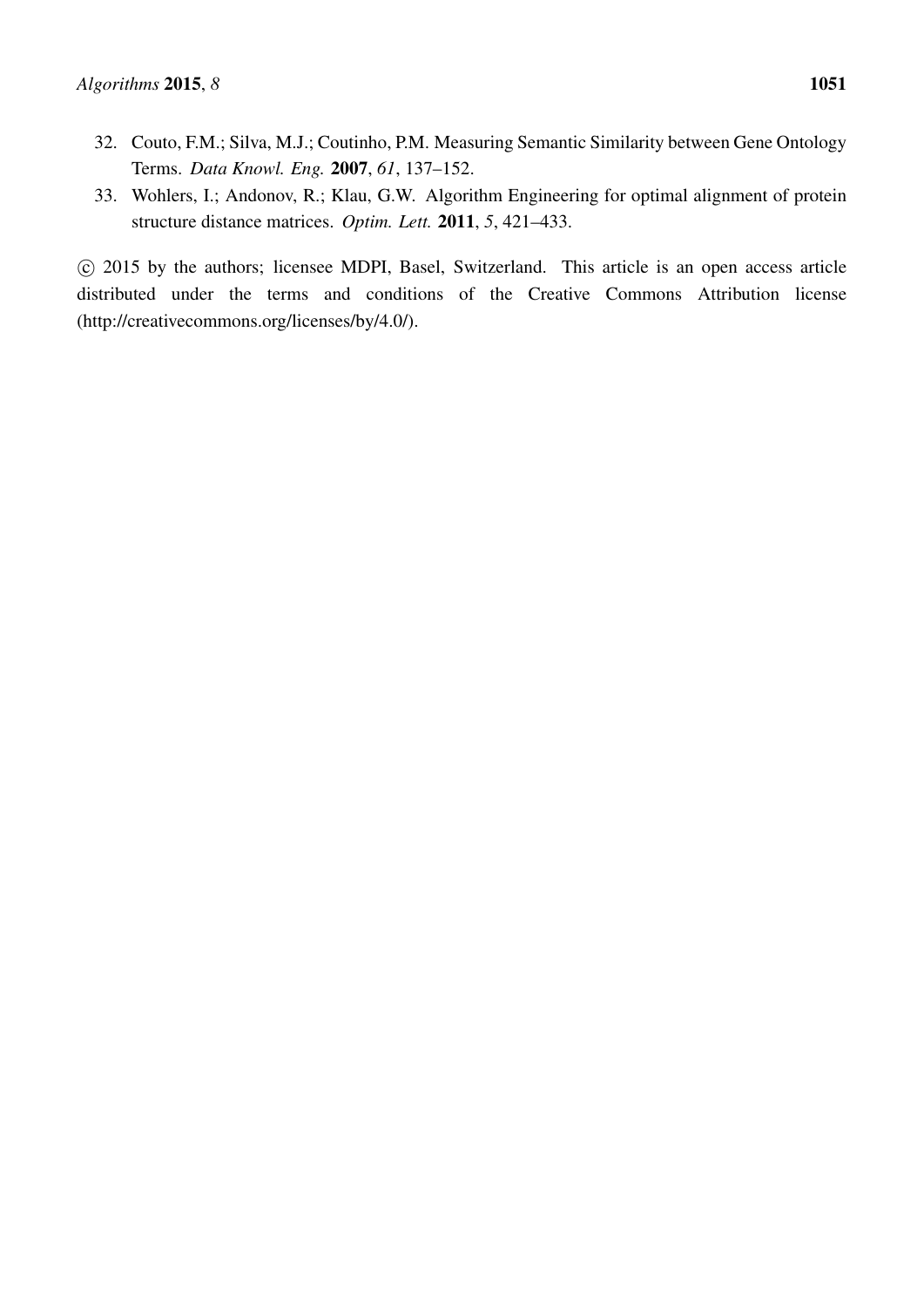32. Couto, F.M.; Silva, M.J.; Coutinho, P.M. Measuring Semantic Similarity between Gene Ontology Terms. *Data Knowl. Eng.* **2007**, *61*, 137–152.
33. Wohlers, I.; Andonov, R.; Klau, G.W. Algorithm Engineering for optimal alignment of protein structure distance matrices. *Optim. Lett.* **2011**, *5*, 421–433.

© 2015 by the authors; licensee MDPI, Basel, Switzerland. This article is an open access article distributed under the terms and conditions of the Creative Commons Attribution license (http://creativecommons.org/licenses/by/4.0/).